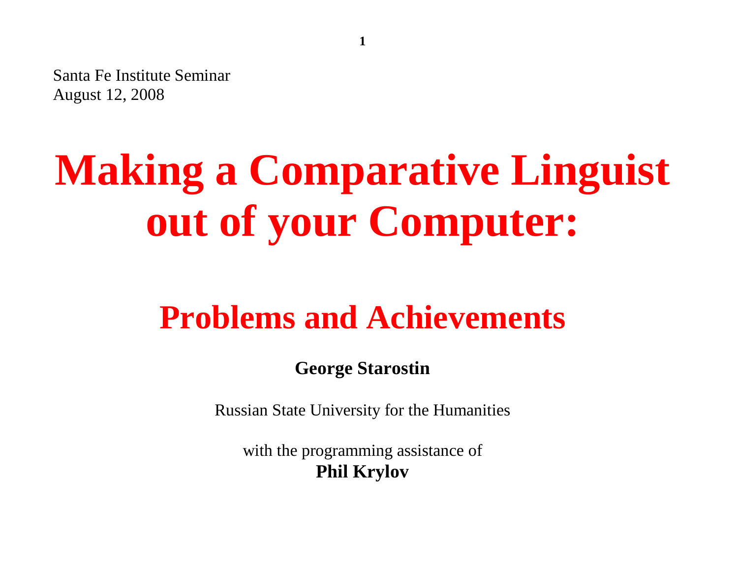Santa Fe Institute Seminar
August 12, 2008

# Making a Comparative Linguist out of your Computer:

## Problems and Achievements

**George Starostin**

Russian State University for the Humanities

with the programming assistance of
**Phil Krylov**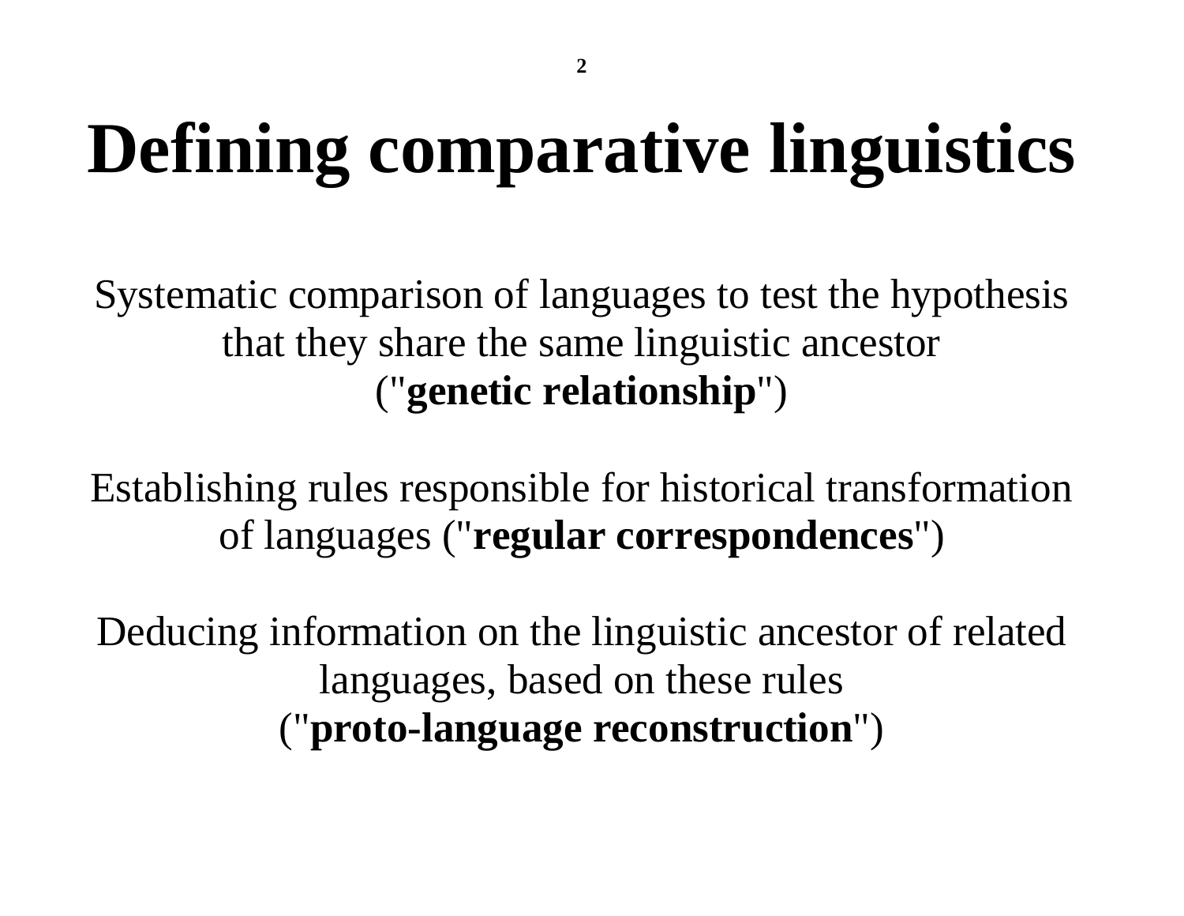# Defining comparative linguistics

Systematic comparison of languages to test the hypothesis that they share the same linguistic ancestor ("**genetic relationship**")

Establishing rules responsible for historical transformation of languages ("**regular correspondences**")

Deducing information on the linguistic ancestor of related languages, based on these rules ("**proto-language reconstruction**")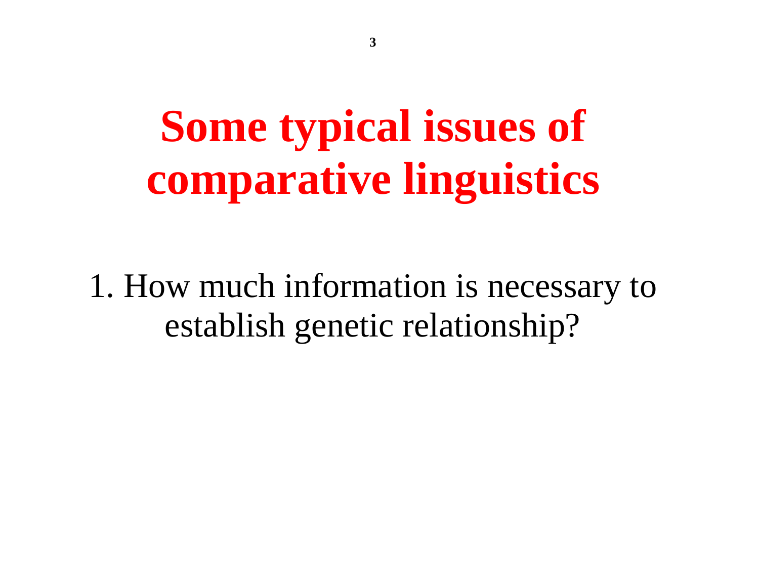# Some typical issues of comparative linguistics

1. How much information is necessary to establish genetic relationship?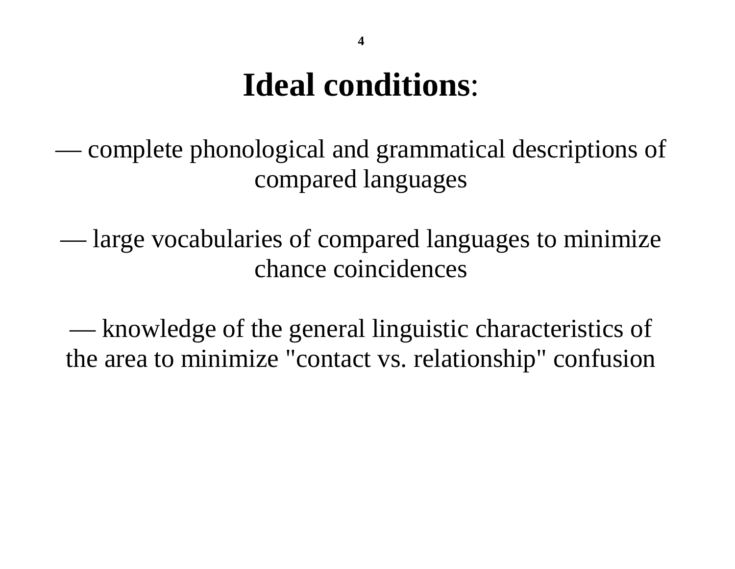# **Ideal conditions**:

— complete phonological and grammatical descriptions of compared languages

— large vocabularies of compared languages to minimize chance coincidences

— knowledge of the general linguistic characteristics of the area to minimize "contact vs. relationship" confusion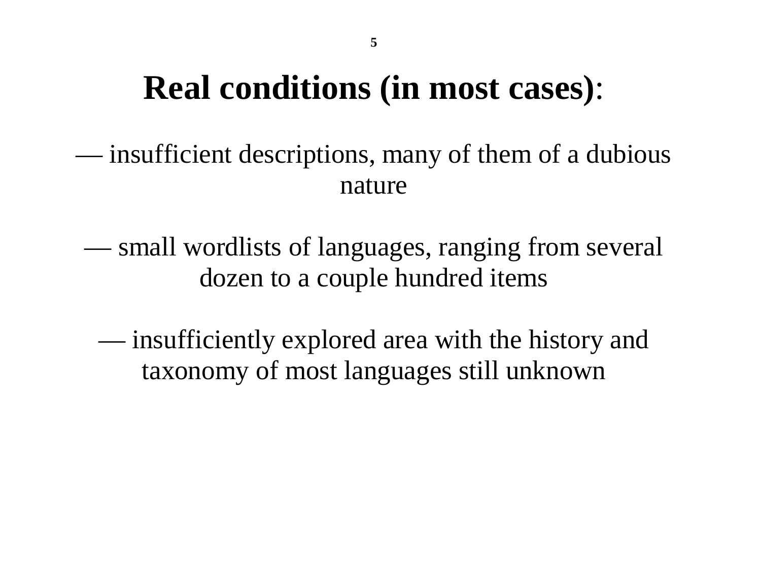# Real conditions (in most cases):

— insufficient descriptions, many of them of a dubious nature

— small wordlists of languages, ranging from several dozen to a couple hundred items

— insufficiently explored area with the history and taxonomy of most languages still unknown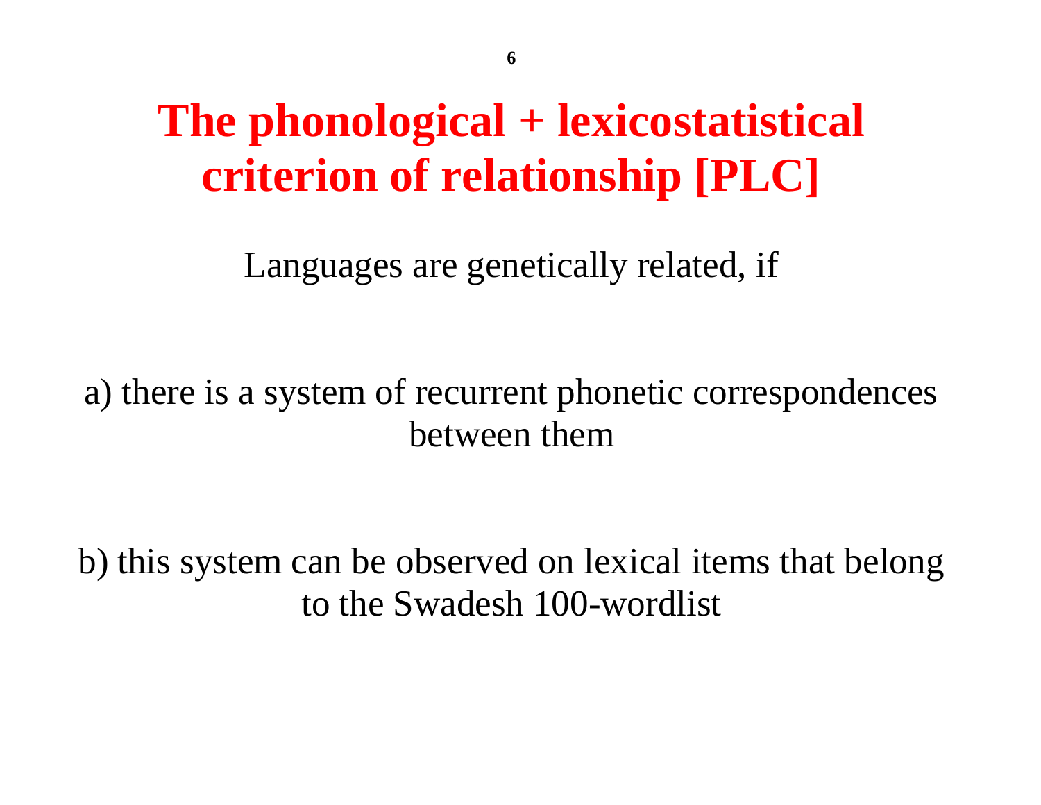# The phonological + lexicostatistical criterion of relationship [PLC]

Languages are genetically related, if

a) there is a system of recurrent phonetic correspondences between them

b) this system can be observed on lexical items that belong to the Swadesh 100-wordlist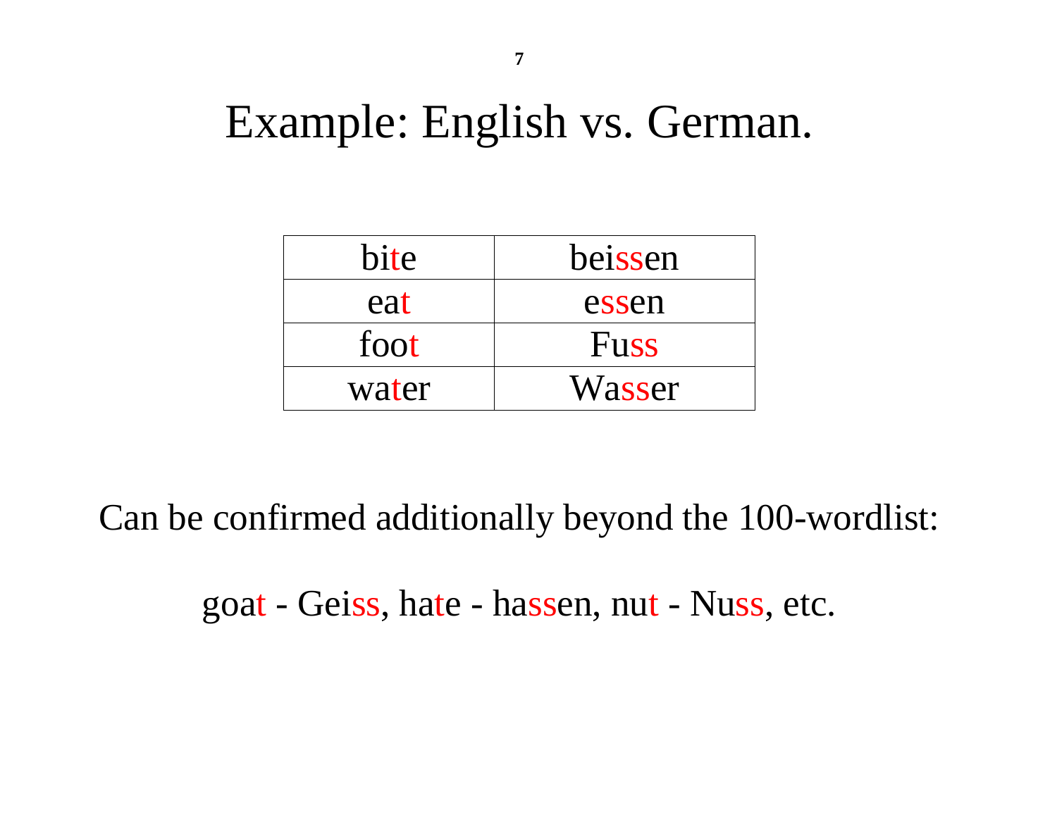# Example: English vs. German.

| bite | beissen |
|---|---|
| eat | essen |
| foot | Fuss |
| water | Wasser |

Can be confirmed additionally beyond the 100-wordlist:

goat - Geiss, hate - hassen, nut - Nuss, etc.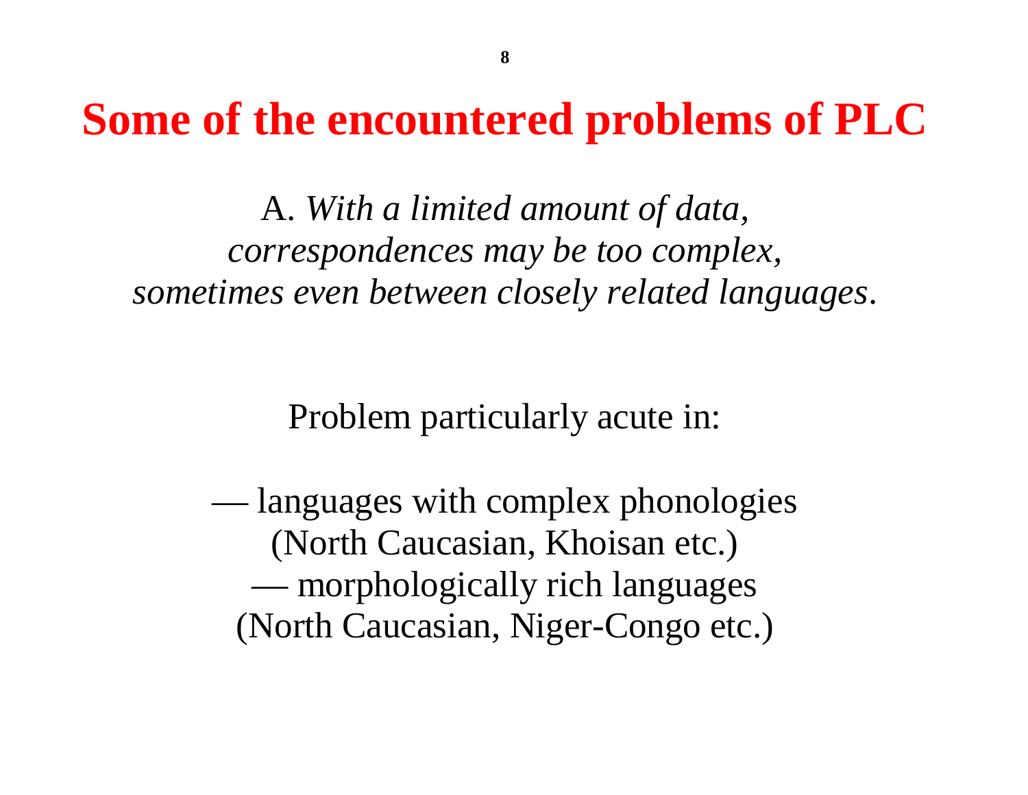# Some of the encountered problems of PLC

A. *With a limited amount of data, correspondences may be too complex, sometimes even between closely related languages*.

Problem particularly acute in:

— languages with complex phonologies (North Caucasian, Khoisan etc.)
— morphologically rich languages (North Caucasian, Niger-Congo etc.)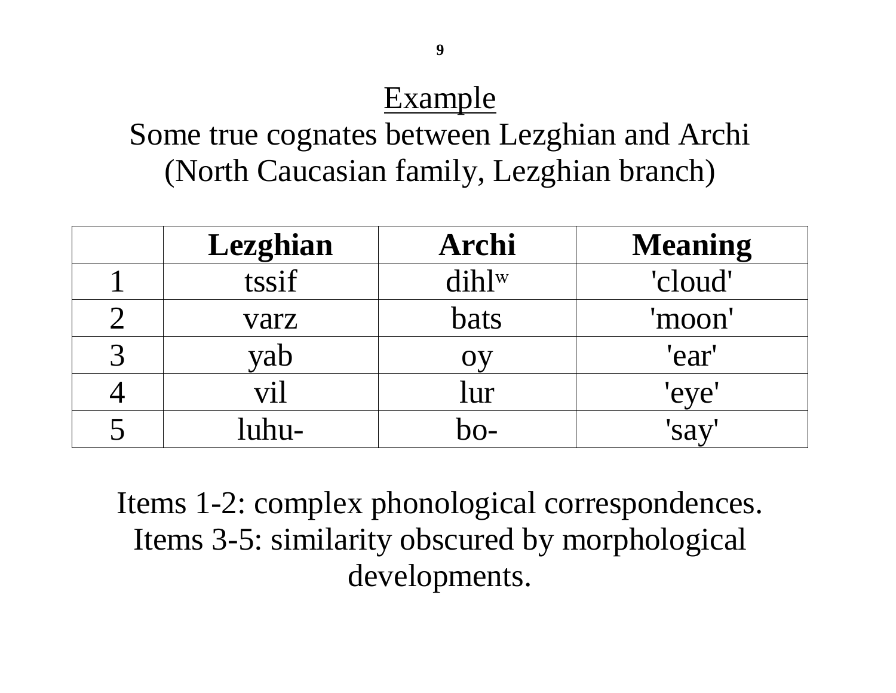## Example

Some true cognates between Lezghian and Archi
(North Caucasian family, Lezghian branch)

| | Lezghian | Archi | Meaning |
|---|---|---|---|
| 1 | tssif | dihl$^{w}$ | 'cloud' |
| 2 | varz | bats | 'moon' |
| 3 | yab | oy | 'ear' |
| 4 | vil | lur | 'eye' |
| 5 | luhu- | bo- | 'say' |

Items 1-2: complex phonological correspondences.
Items 3-5: similarity obscured by morphological developments.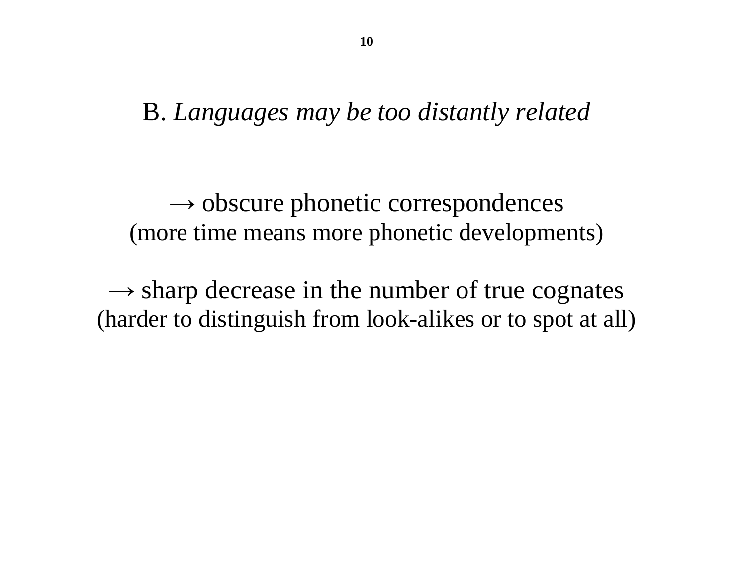## B. *Languages may be too distantly related*

→ obscure phonetic correspondences
(more time means more phonetic developments)

→ sharp decrease in the number of true cognates
(harder to distinguish from look-alikes or to spot at all)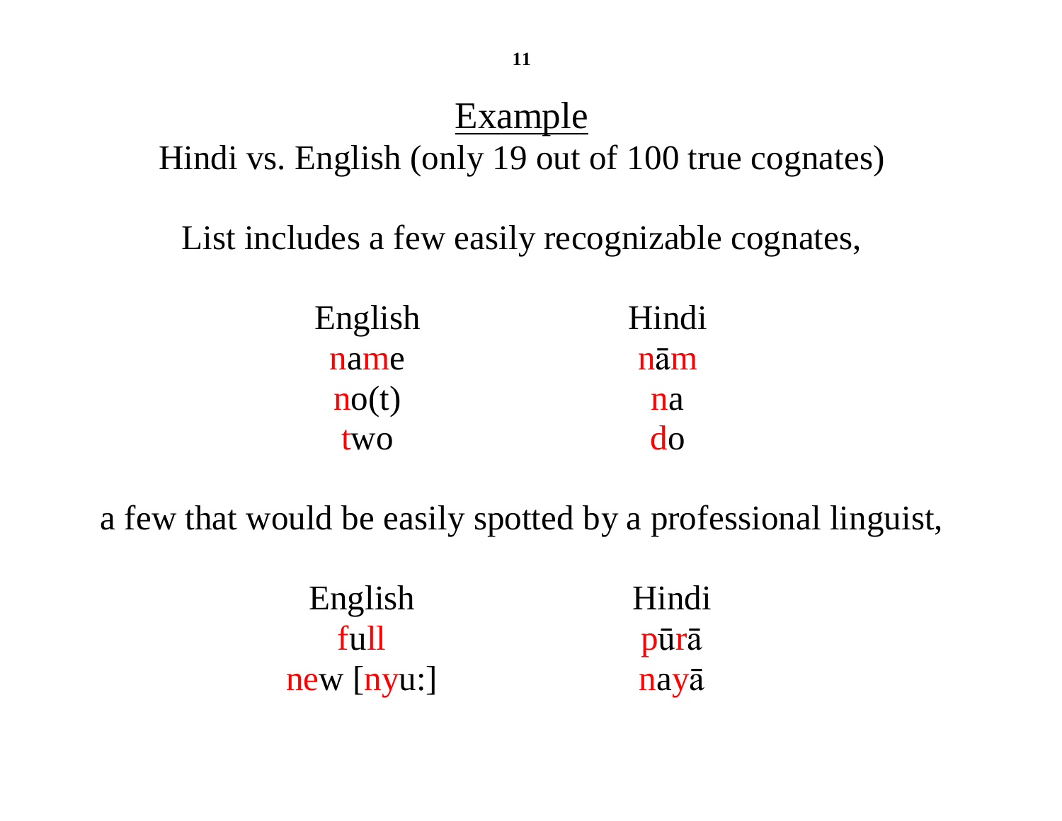## Example

Hindi vs. English (only 19 out of 100 true cognates)

List includes a few easily recognizable cognates,

| English | Hindi |
|---|---|
| name | nām |
| no(t) | na |
| two | do |

a few that would be easily spotted by a professional linguist,

| English | Hindi |
|---|---|
| full | pūrā |
| new [nyu:] | nayā |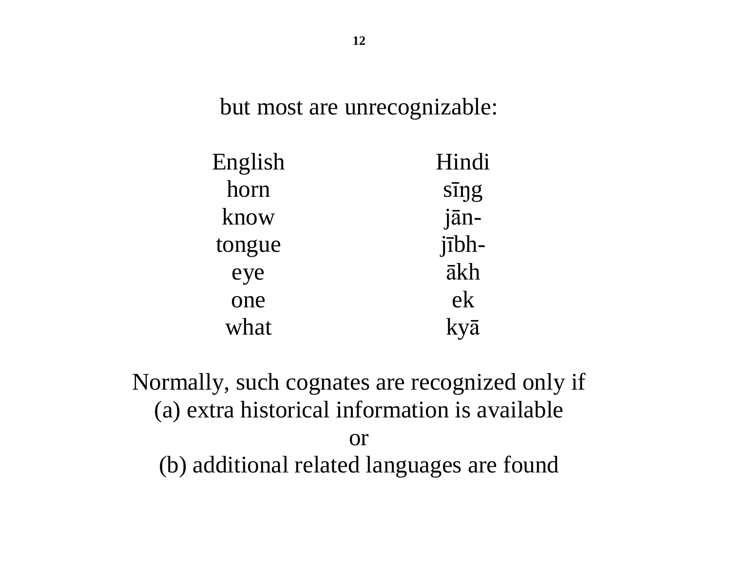but most are unrecognizable:

| English | Hindi |
|---|---|
| horn | sīŋg |
| know | jān- |
| tongue | jībh- |
| eye | ākh |
| one | ek |
| what | kyā |

Normally, such cognates are recognized only if
(a) extra historical information is available
or
(b) additional related languages are found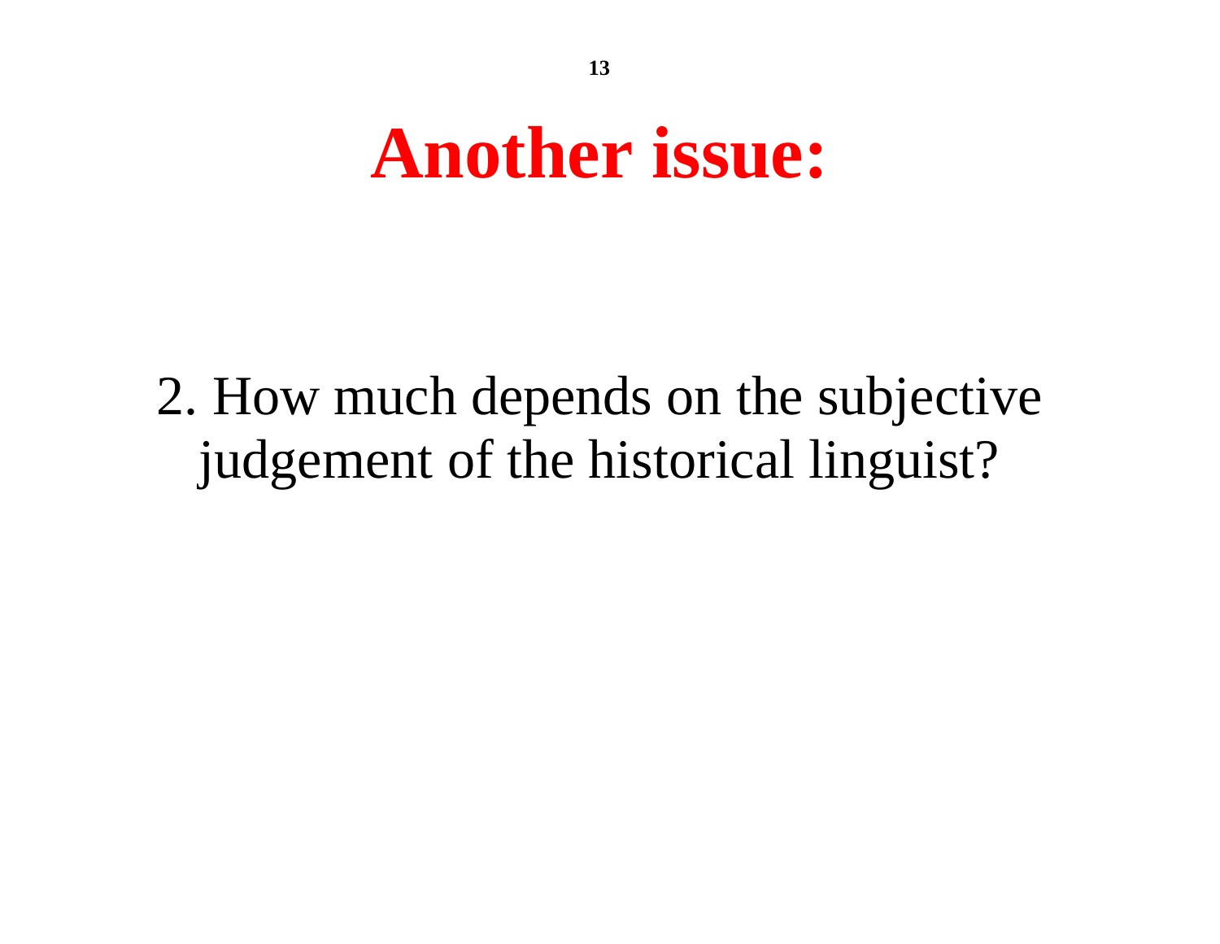# Another issue:

2. How much depends on the subjective judgement of the historical linguist?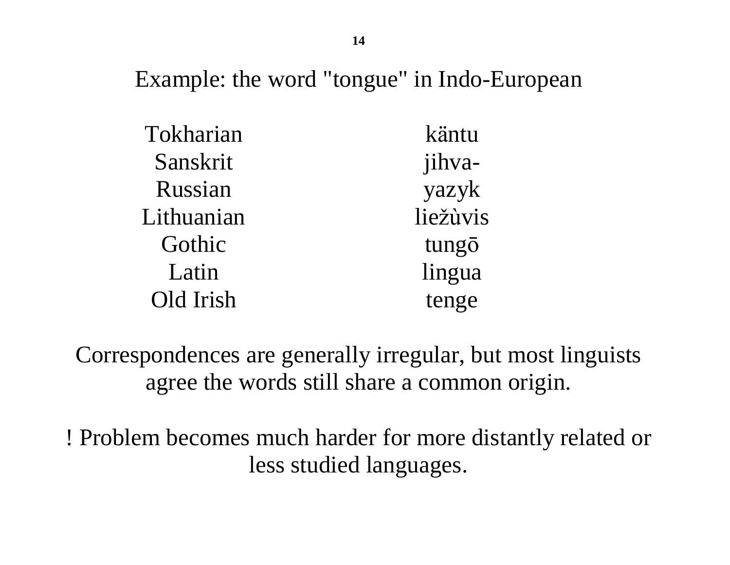# Example: the word "tongue" in Indo-European

| | |
|---|---|
| Tokharian | käntu |
| Sanskrit | jihva- |
| Russian | yazyk |
| Lithuanian | liežùvis |
| Gothic | tungō |
| Latin | lingua |
| Old Irish | tenge |

Correspondences are generally irregular, but most linguists agree the words still share a common origin.

! Problem becomes much harder for more distantly related or less studied languages.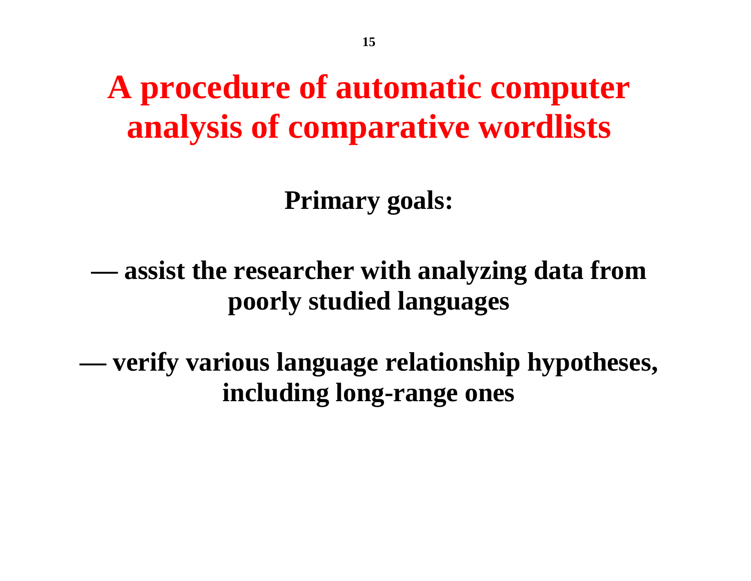# A procedure of automatic computer analysis of comparative wordlists

**Primary goals:**

**— assist the researcher with analyzing data from poorly studied languages**

**— verify various language relationship hypotheses, including long-range ones**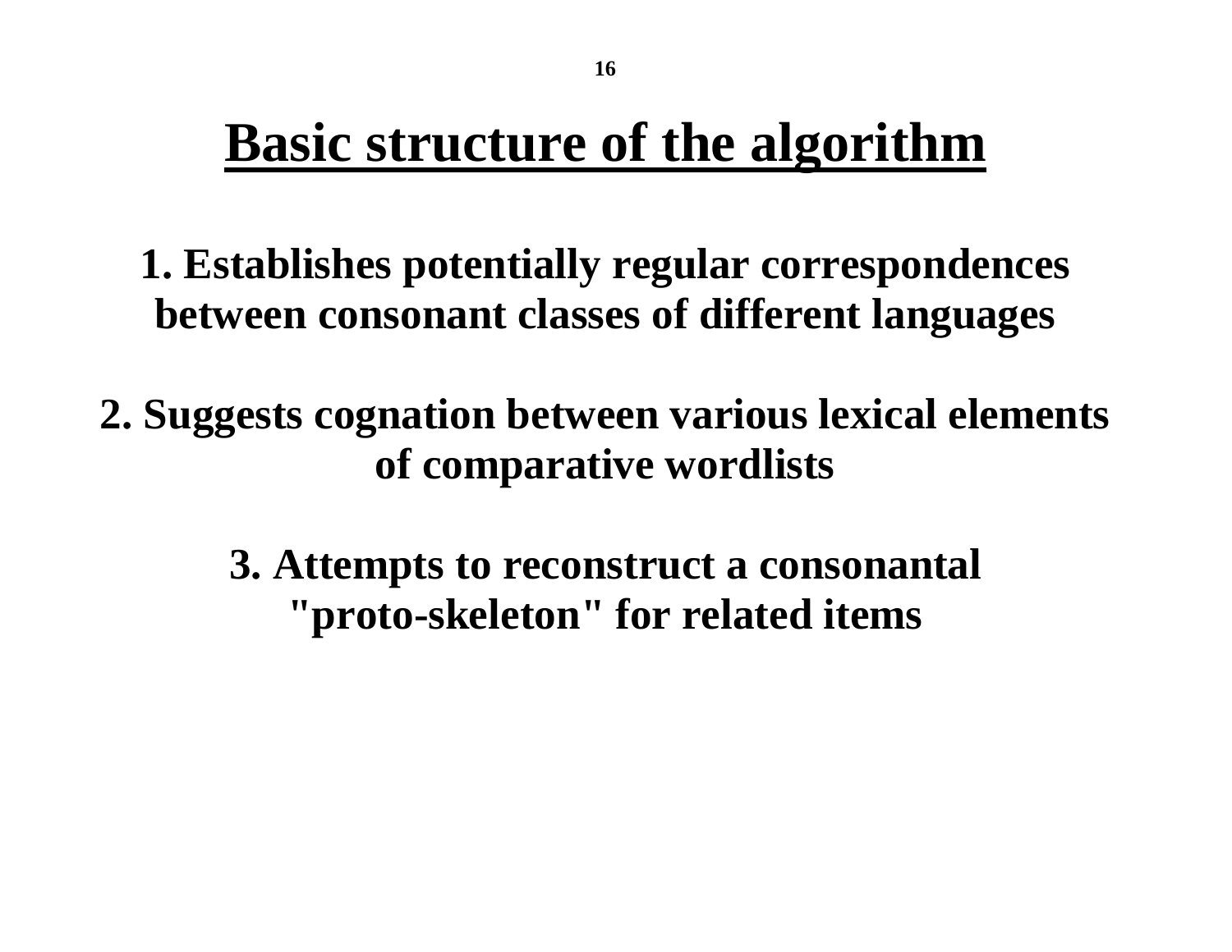# Basic structure of the algorithm

**1. Establishes potentially regular correspondences between consonant classes of different languages**

**2. Suggests cognation between various lexical elements of comparative wordlists**

**3. Attempts to reconstruct a consonantal "proto-skeleton" for related items**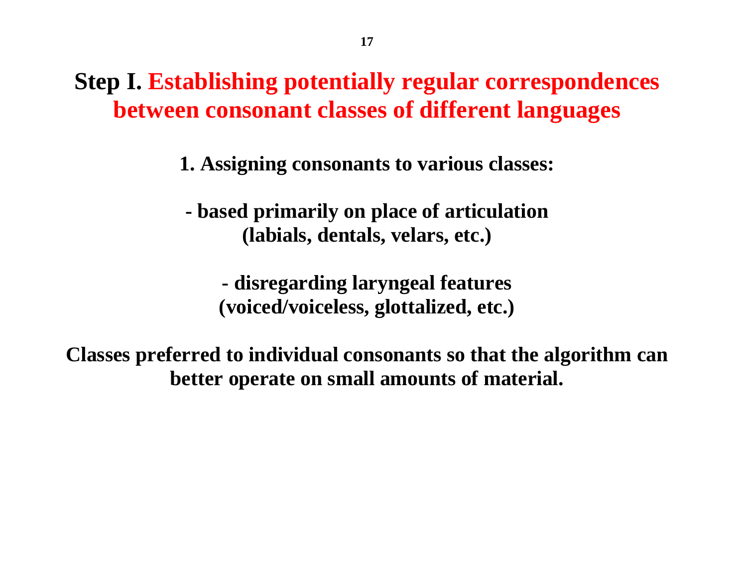# Step I. Establishing potentially regular correspondences between consonant classes of different languages

**1. Assigning consonants to various classes:**

**- based primarily on place of articulation (labials, dentals, velars, etc.)**

**- disregarding laryngeal features (voiced/voiceless, glottalized, etc.)**

**Classes preferred to individual consonants so that the algorithm can better operate on small amounts of material.**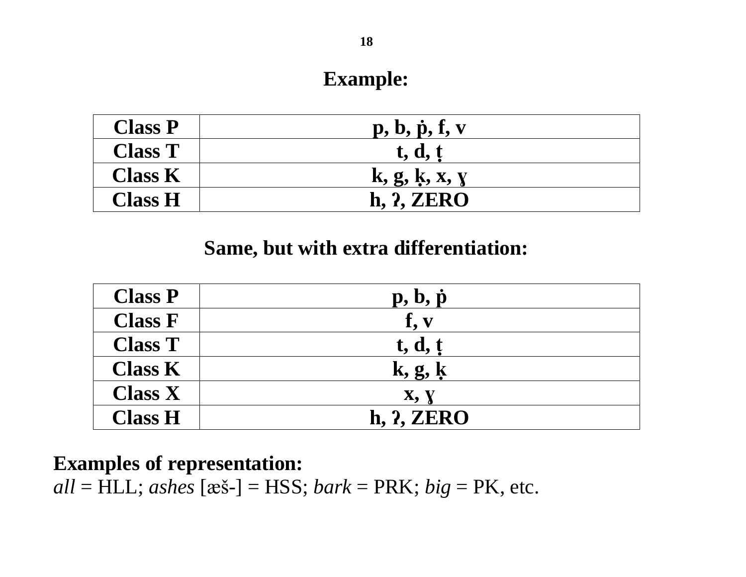## Example:

| Class P | p, b, ṗ, f, v |
|---|---|
| Class T | t, d, ṭ |
| Class K | k, g, ḳ, x, ɣ |
| Class H | h, ʔ, ZERO |

## Same, but with extra differentiation:

| Class P | p, b, ṗ |
|---|---|
| Class F | f, v |
| Class T | t, d, ṭ |
| Class K | k, g, ḳ |
| Class X | x, ɣ |
| Class H | h, ʔ, ZERO |

**Examples of representation:**
*all* = HLL; *ashes* [æš-] = HSS; *bark* = PRK; *big* = PK, etc.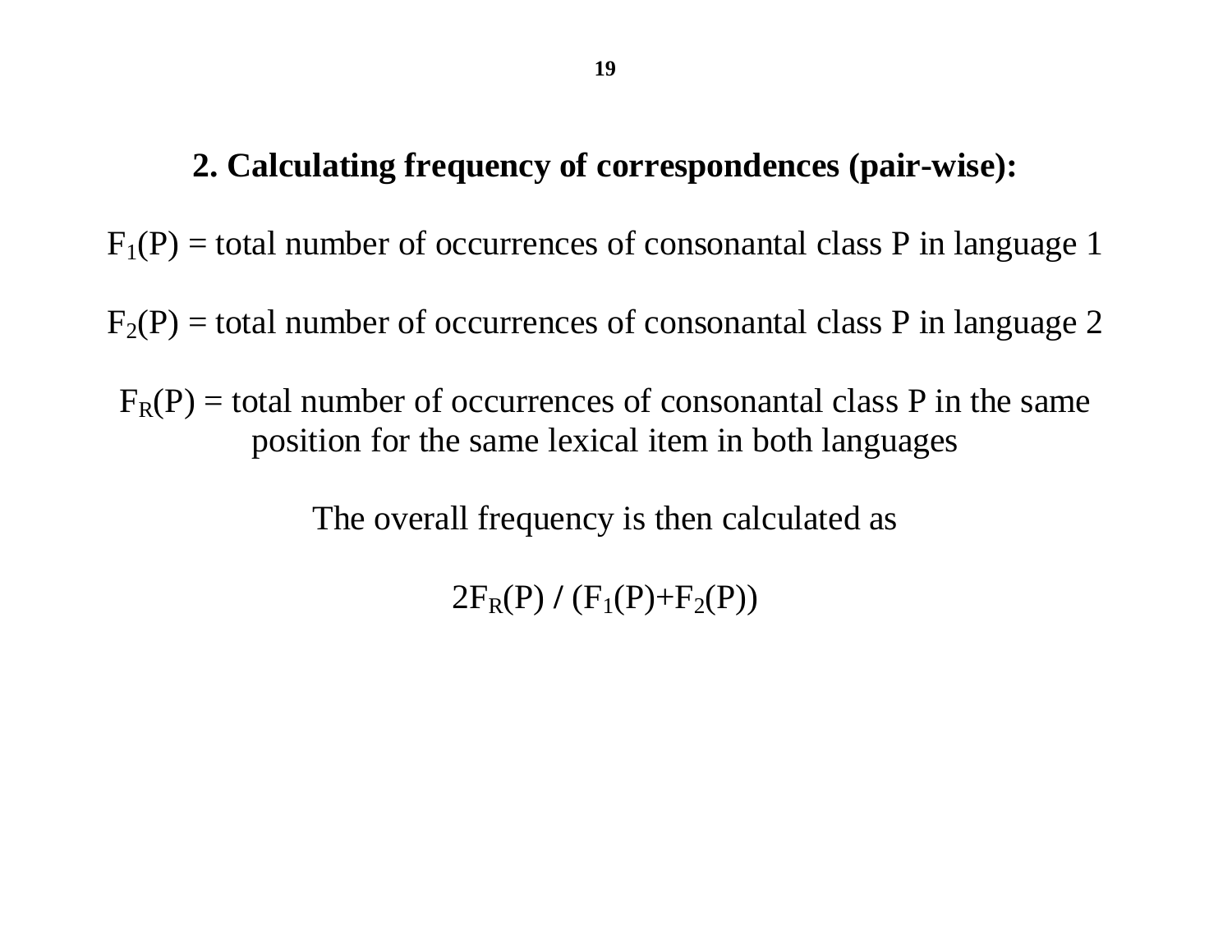## 2. Calculating frequency of correspondences (pair-wise):

$F_1(P)$ = total number of occurrences of consonantal class P in language 1

$F_2(P)$ = total number of occurrences of consonantal class P in language 2

$F_R(P)$ = total number of occurrences of consonantal class P in the same position for the same lexical item in both languages

The overall frequency is then calculated as

$$2F_R(P) / (F_1(P)+F_2(P))$$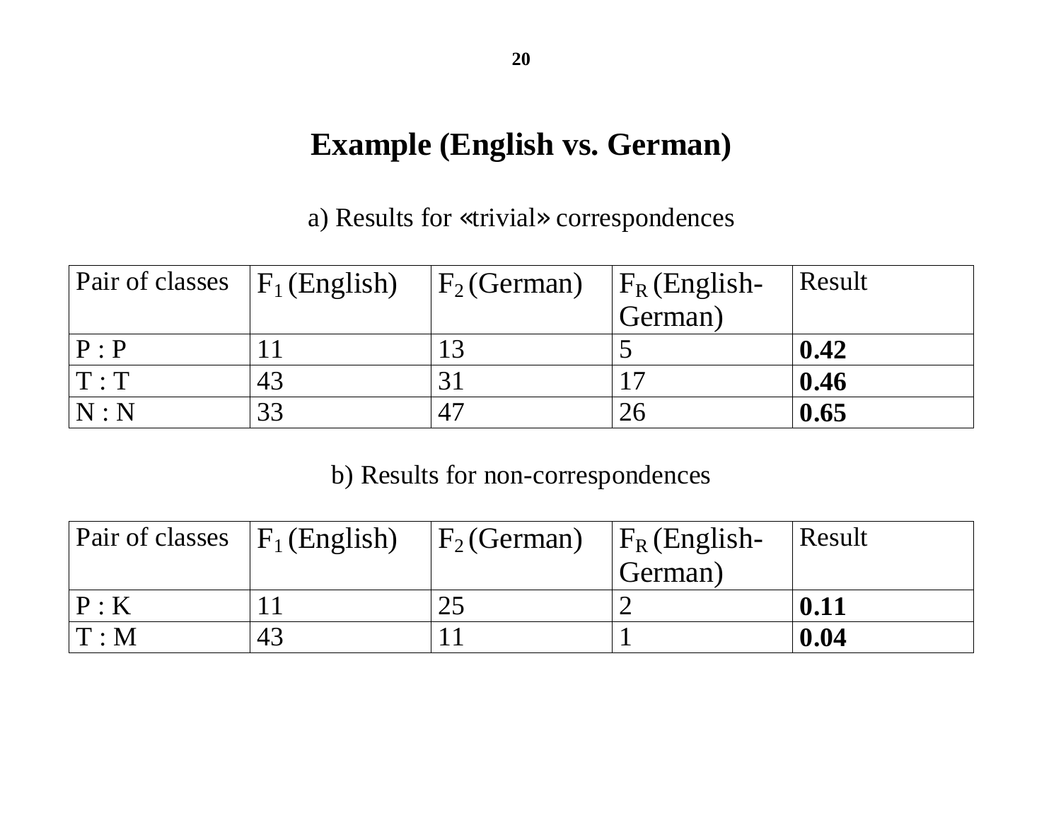# Example (English vs. German)

a) Results for «trivial» correspondences

| Pair of classes | $F_1$ (English) | $F_2$ (German) | $F_R$ (English-German) | Result |
|---|---|---|---|---|
| P : P | 11 | 13 | 5 | **0.42** |
| T : T | 43 | 31 | 17 | **0.46** |
| N : N | 33 | 47 | 26 | **0.65** |

b) Results for non-correspondences

| Pair of classes | $F_1$ (English) | $F_2$ (German) | $F_R$ (English-German) | Result |
|---|---|---|---|---|
| P : K | 11 | 25 | 2 | **0.11** |
| T : M | 43 | 11 | 1 | **0.04** |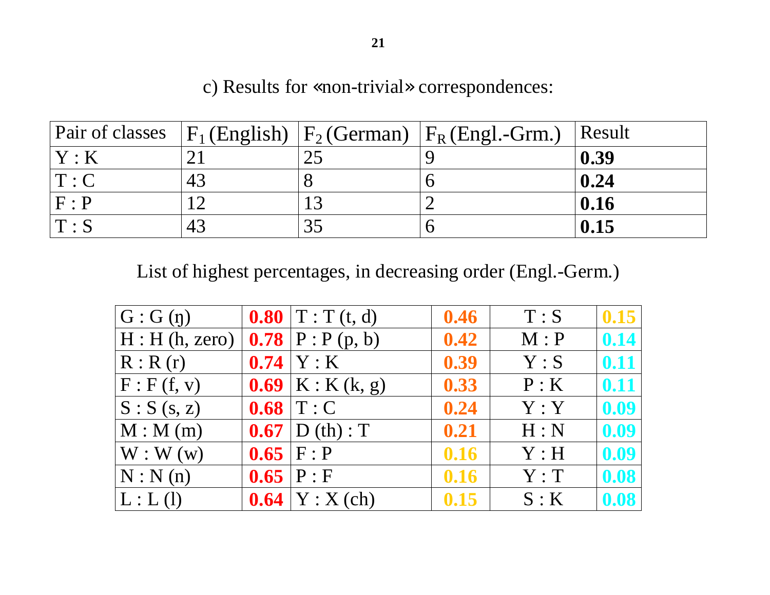c) Results for «non-trivial» correspondences:

| Pair of classes | $F_1$ (English) | $F_2$ (German) | $F_R$ (Engl.-Grm.) | Result |
|---|---|---|---|---|
| Y : K | 21 | 25 | 9 | **0.39** |
| T : C | 43 | 8 | 6 | **0.24** |
| F : P | 12 | 13 | 2 | **0.16** |
| T : S | 43 | 35 | 6 | **0.15** |

List of highest percentages, in decreasing order (Engl.-Germ.)

| | | | | | |
|---|---|---|---|---|---|
| G : G (ŋ) | **0.80** | T : T (t, d) | **0.46** | T : S | **0.15** |
| H : H (h, zero) | **0.78** | P : P (p, b) | **0.42** | M : P | **0.14** |
| R : R (r) | **0.74** | Y : K | **0.39** | Y : S | **0.11** |
| F : F (f, v) | **0.69** | K : K (k, g) | **0.33** | P : K | **0.11** |
| S : S (s, z) | **0.68** | T : C | **0.24** | Y : Y | **0.09** |
| M : M (m) | **0.67** | D (th) : T | **0.21** | H : N | **0.09** |
| W : W (w) | **0.65** | F : P | **0.16** | Y : H | **0.09** |
| N : N (n) | **0.65** | P : F | **0.16** | Y : T | **0.08** |
| L : L (l) | **0.64** | Y : X (ch) | **0.15** | S : K | **0.08** |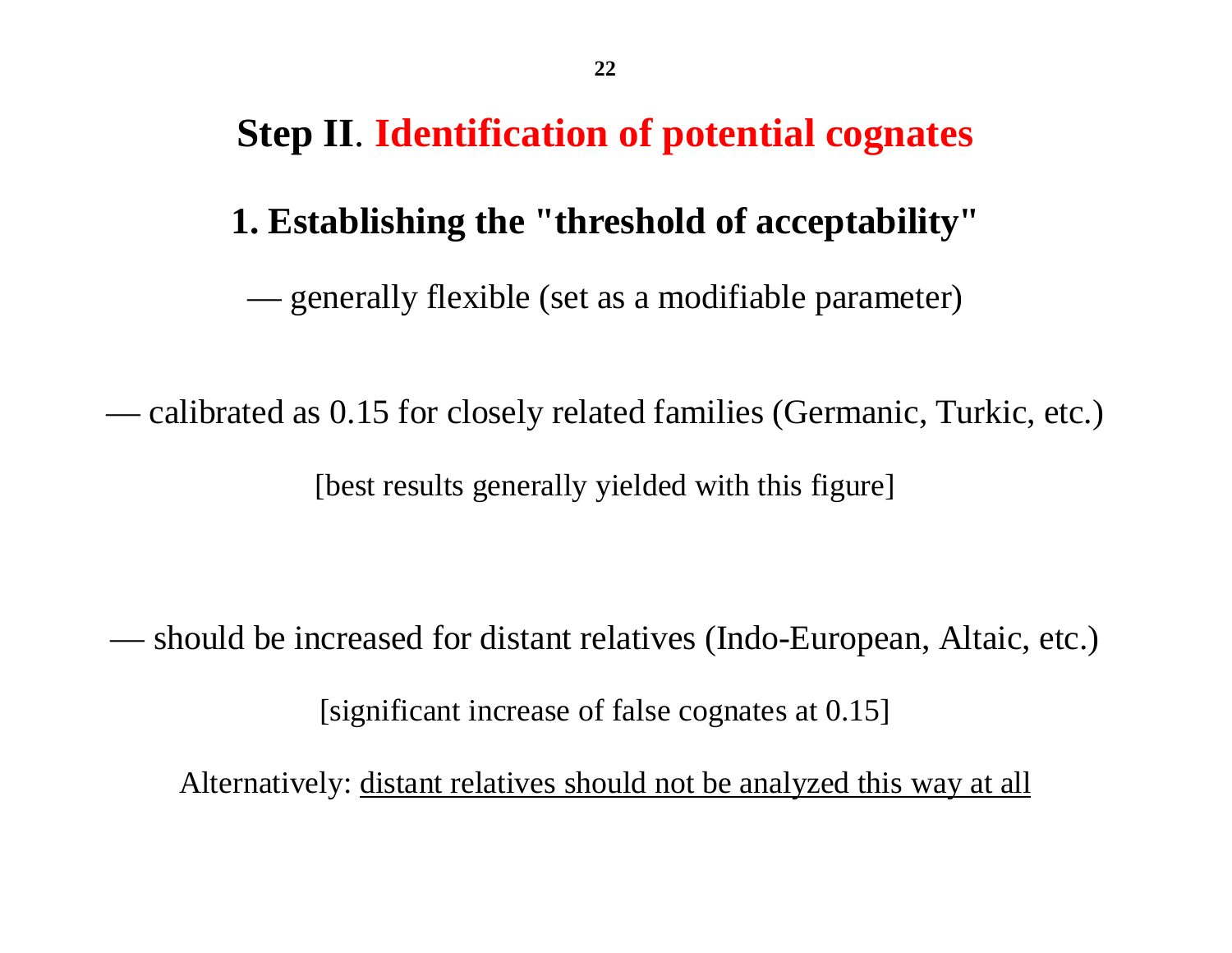# Step II. Identification of potential cognates

## 1. Establishing the "threshold of acceptability"

— generally flexible (set as a modifiable parameter)

— calibrated as 0.15 for closely related families (Germanic, Turkic, etc.)

[best results generally yielded with this figure]

— should be increased for distant relatives (Indo-European, Altaic, etc.)

[significant increase of false cognates at 0.15]

Alternatively: <u>distant relatives should not be analyzed this way at all</u>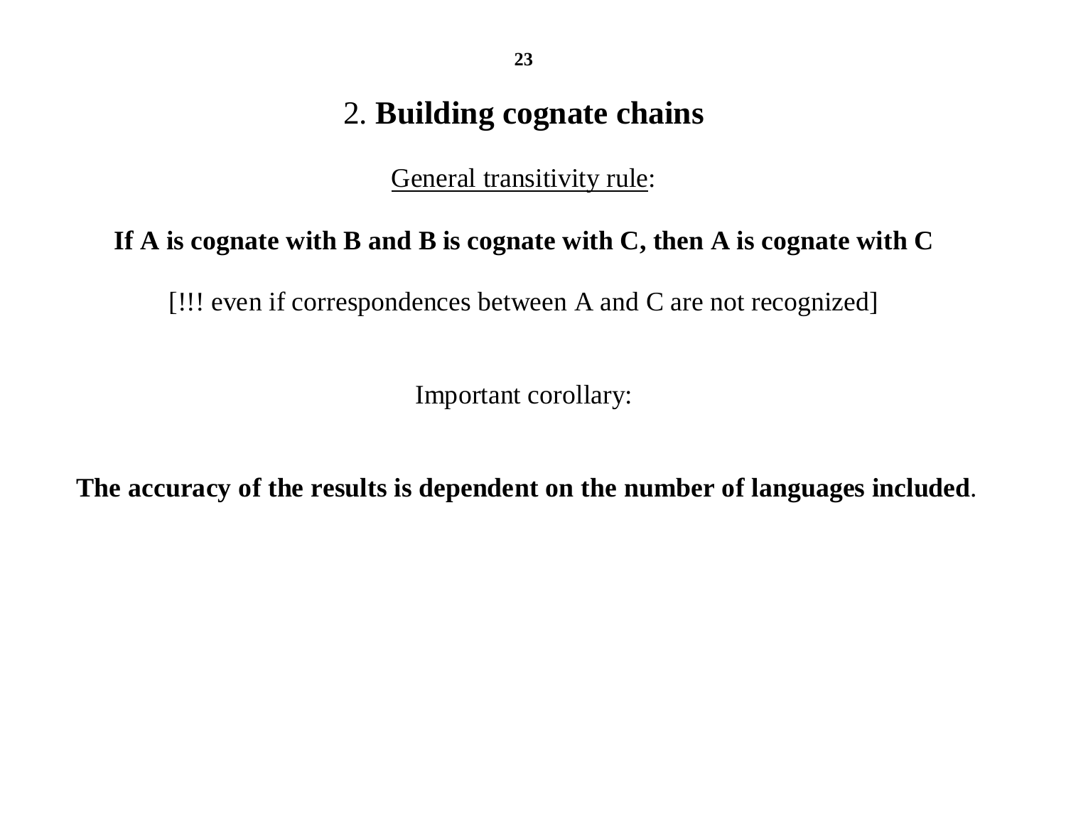## 2. **Building cognate chains**

<u>General transitivity rule</u>:

**If A is cognate with B and B is cognate with C, then A is cognate with C**

[!!! even if correspondences between A and C are not recognized]

Important corollary:

**The accuracy of the results is dependent on the number of languages included**.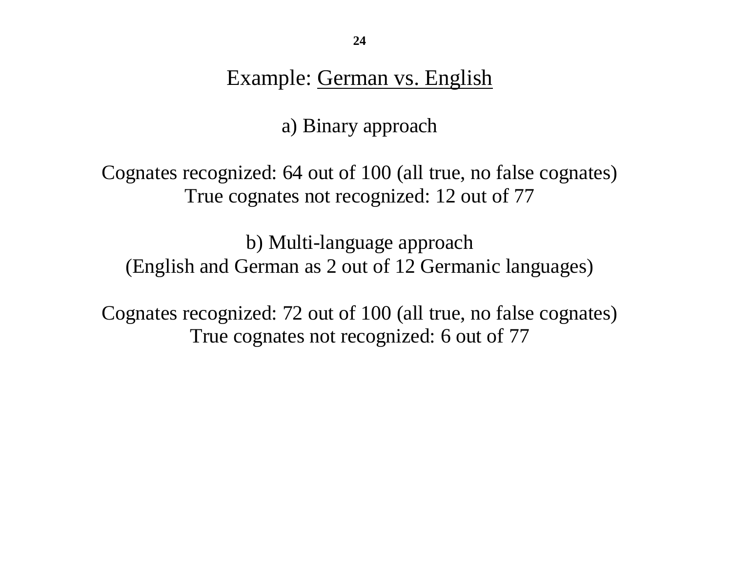# Example: German vs. English

## a) Binary approach

Cognates recognized: 64 out of 100 (all true, no false cognates)
True cognates not recognized: 12 out of 77

## b) Multi-language approach
(English and German as 2 out of 12 Germanic languages)

Cognates recognized: 72 out of 100 (all true, no false cognates)
True cognates not recognized: 6 out of 77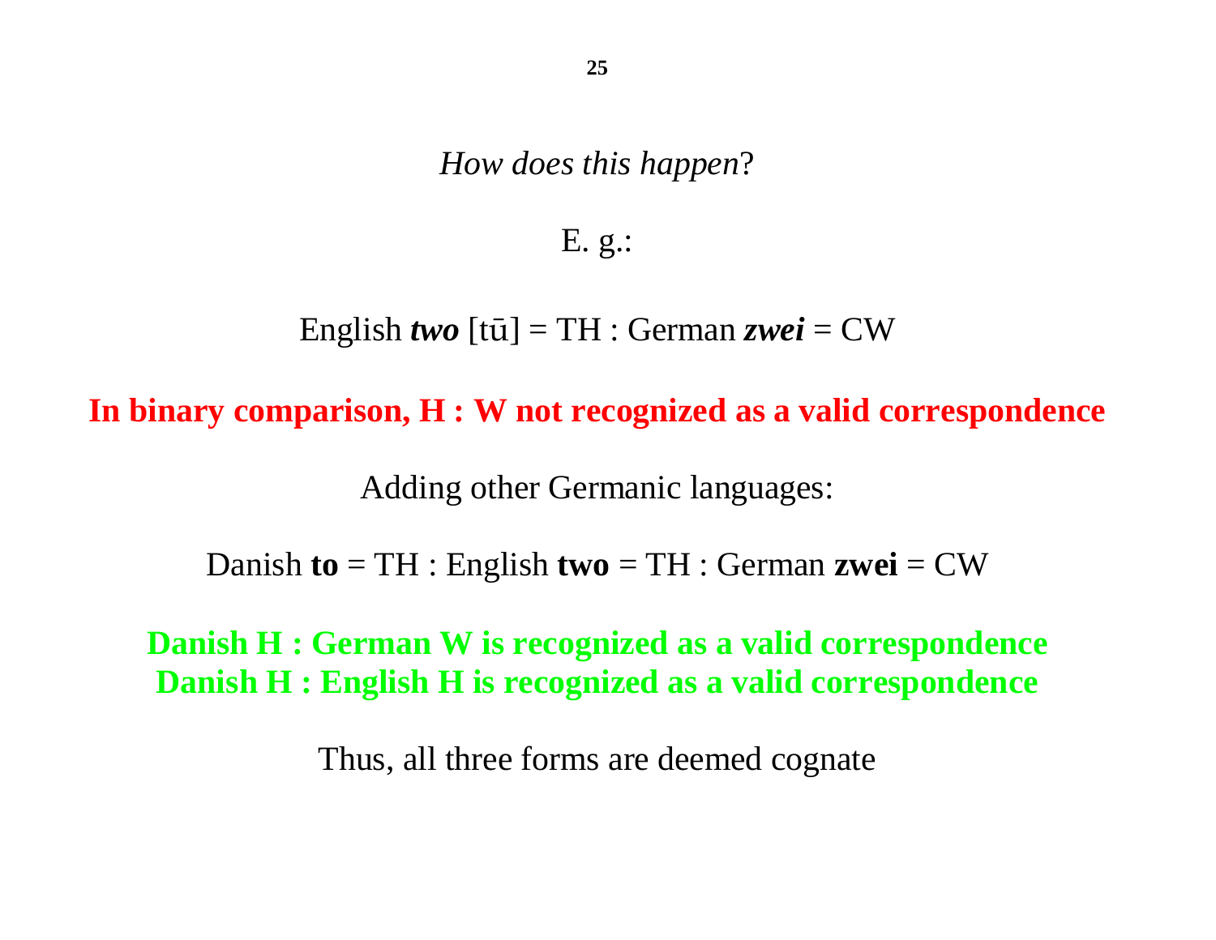*How does this happen*?

E. g.:

English ***two*** [tū] = TH : German ***zwei*** = CW

**In binary comparison, H : W not recognized as a valid correspondence**

Adding other Germanic languages:

Danish **to** = TH : English **two** = TH : German **zwei** = CW

**Danish H : German W is recognized as a valid correspondence**
**Danish H : English H is recognized as a valid correspondence**

Thus, all three forms are deemed cognate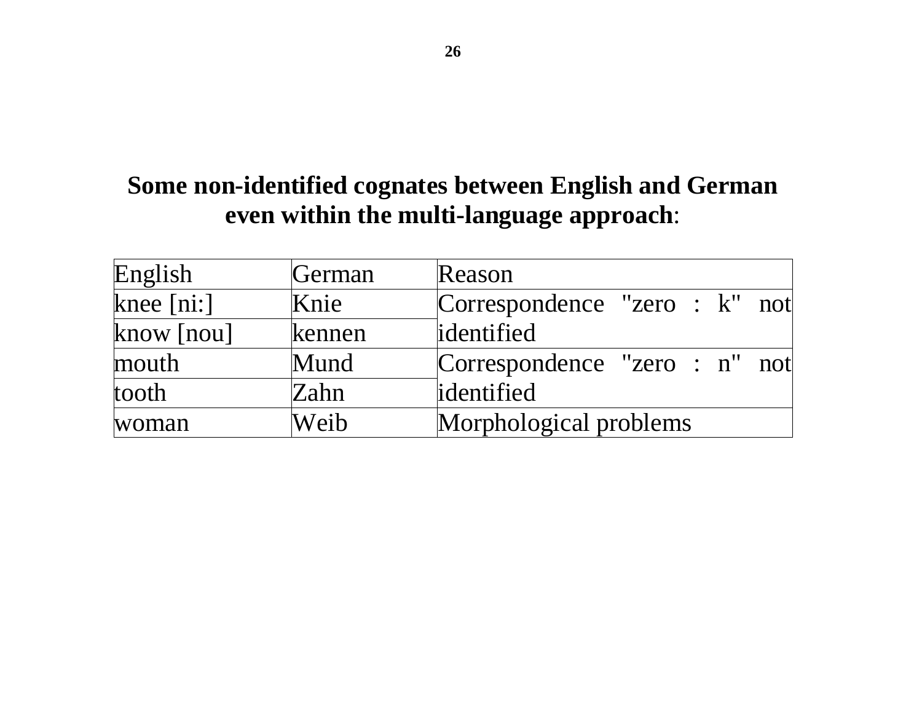## **Some non-identified cognates between English and German even within the multi-language approach**:

| English | German | Reason |
| --- | --- | --- |
| knee [ni:] | Knie | Correspondence "zero : k" not identified |
| know [nou] | kennen | |
| mouth | Mund | Correspondence "zero : n" not identified |
| tooth | Zahn | |
| woman | Weib | Morphological problems |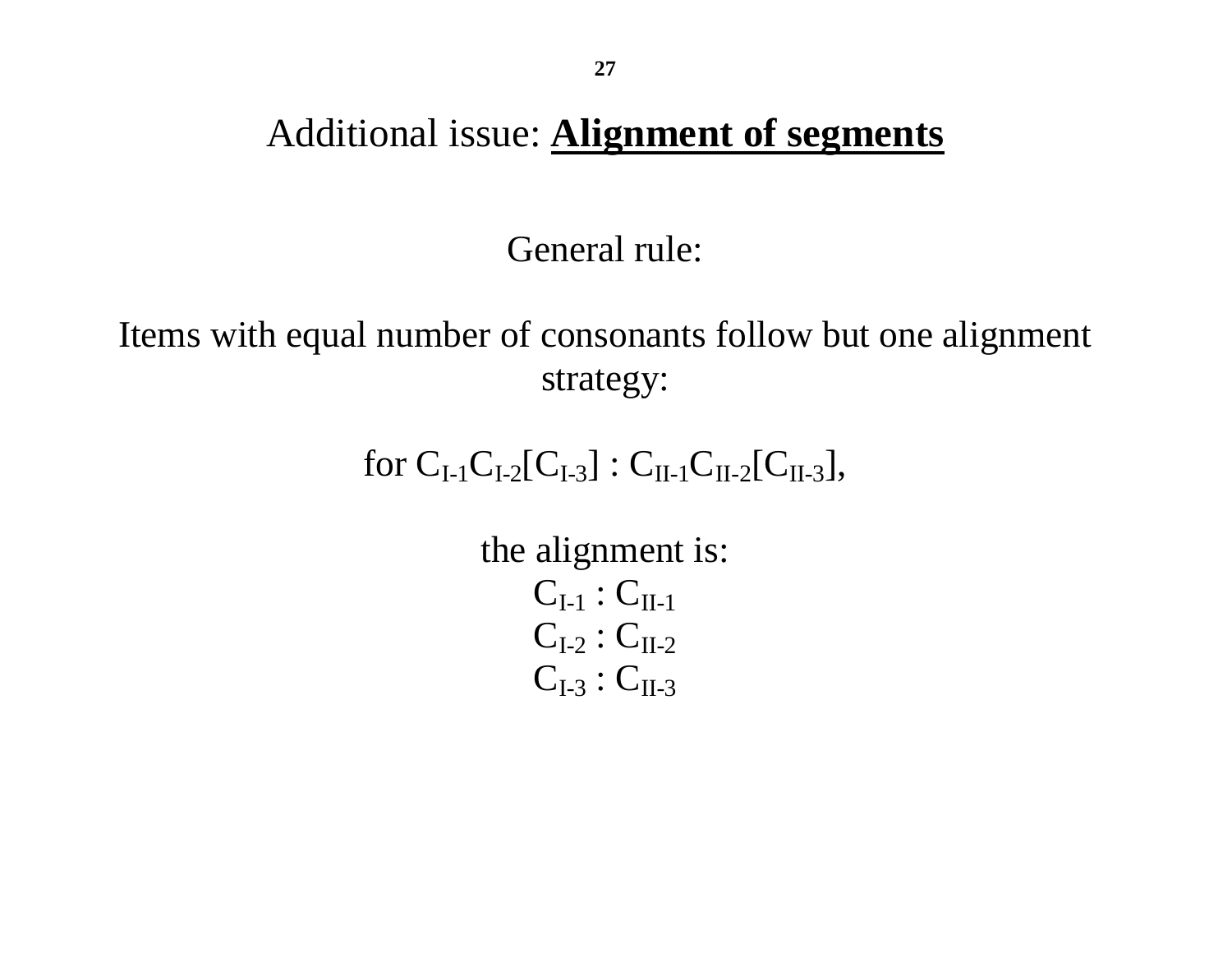# Additional issue: **Alignment of segments**

General rule:

Items with equal number of consonants follow but one alignment strategy:

for $C_{I-1}C_{I-2}[C_{I-3}]$ : $C_{II-1}C_{II-2}[C_{II-3}]$,

the alignment is:

$C_{I-1}$ : $C_{II-1}$

$C_{I-2}$ : $C_{II-2}$

$C_{I-3}$ : $C_{II-3}$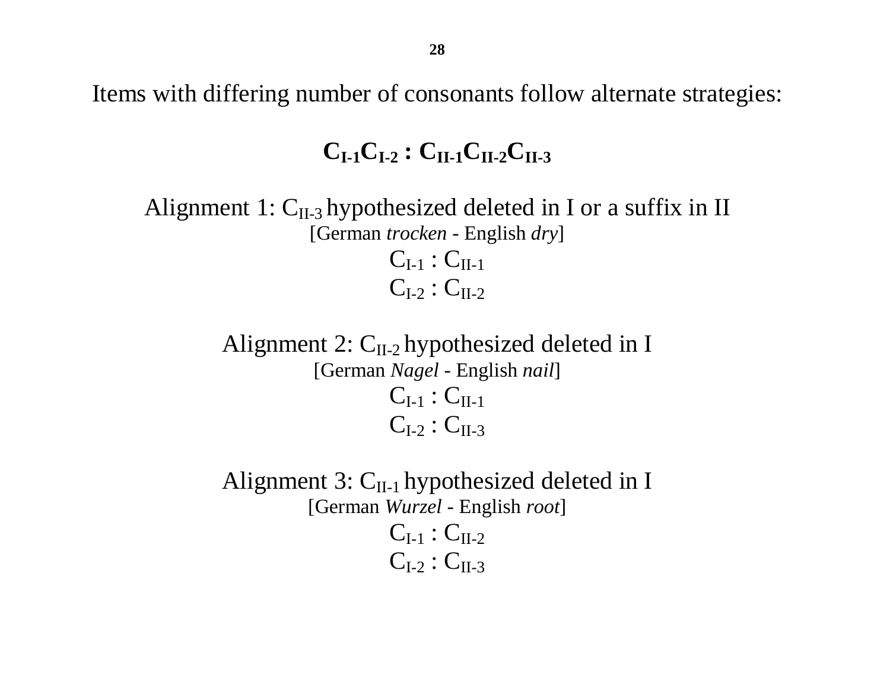Items with differing number of consonants follow alternate strategies:

$\mathbf{C_{I\text{-}1}C_{I\text{-}2} : C_{II\text{-}1}C_{II\text{-}2}C_{II\text{-}3}}$

Alignment 1: $C_{II\text{-}3}$ hypothesized deleted in I or a suffix in II

[German *trocken* - English *dry*]

$C_{I\text{-}1} : C_{II\text{-}1}$

$C_{I\text{-}2} : C_{II\text{-}2}$

Alignment 2: $C_{II\text{-}2}$ hypothesized deleted in I

[German *Nagel* - English *nail*]

$C_{I\text{-}1} : C_{II\text{-}1}$

$C_{I\text{-}2} : C_{II\text{-}3}$

Alignment 3: $C_{II\text{-}1}$ hypothesized deleted in I

[German *Wurzel* - English *root*]

$C_{I\text{-}1} : C_{II\text{-}2}$

$C_{I\text{-}2} : C_{II\text{-}3}$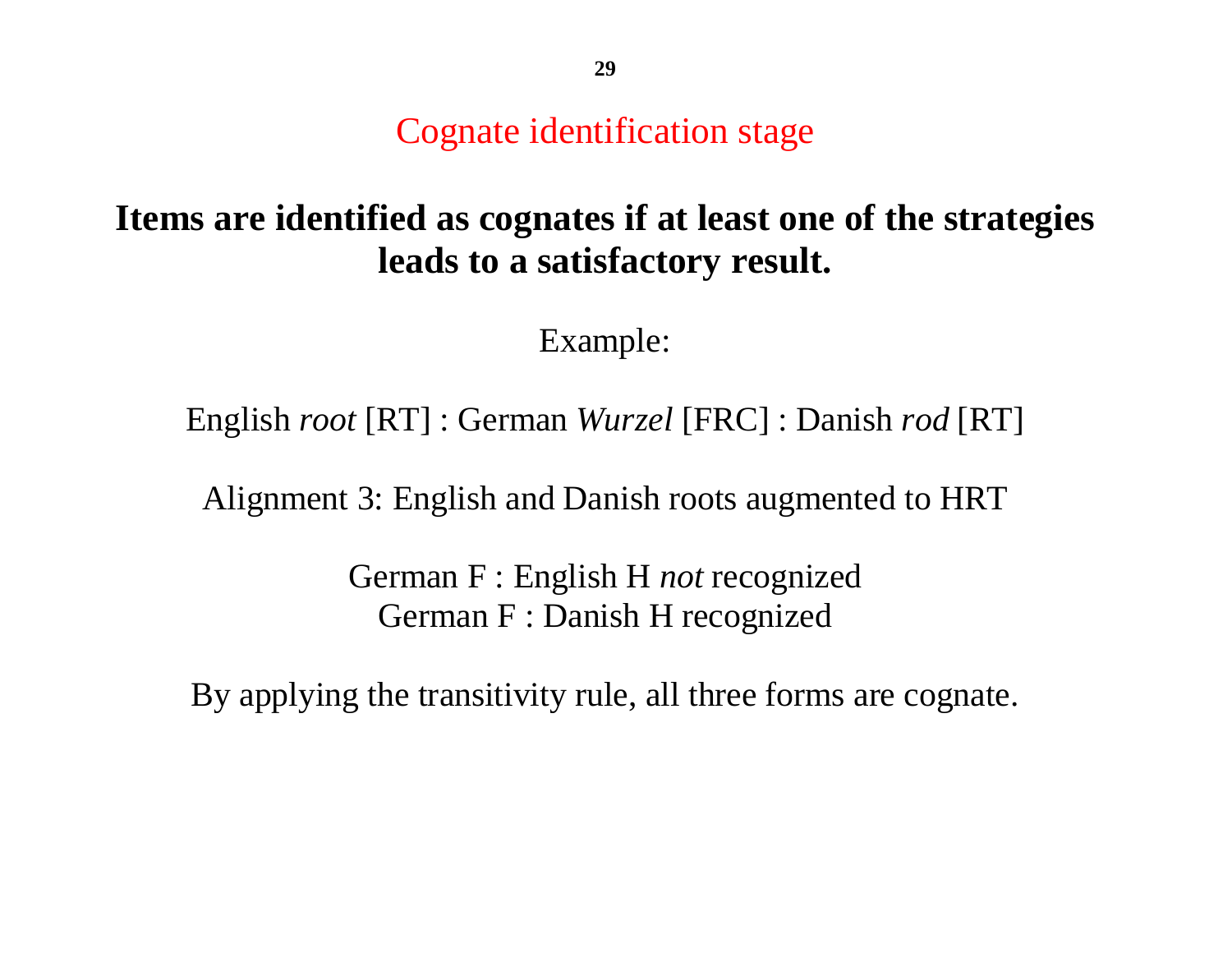# Cognate identification stage

**Items are identified as cognates if at least one of the strategies leads to a satisfactory result.**

Example:

English *root* [RT] : German *Wurzel* [FRC] : Danish *rod* [RT]

Alignment 3: English and Danish roots augmented to HRT

German F : English H *not* recognized
German F : Danish H recognized

By applying the transitivity rule, all three forms are cognate.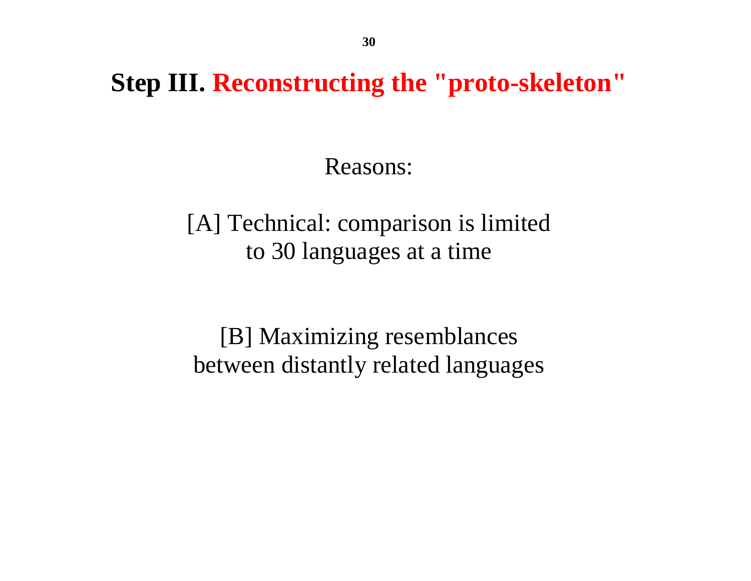# Step III. Reconstructing the "proto-skeleton"

Reasons:

[A] Technical: comparison is limited to 30 languages at a time

[B] Maximizing resemblances between distantly related languages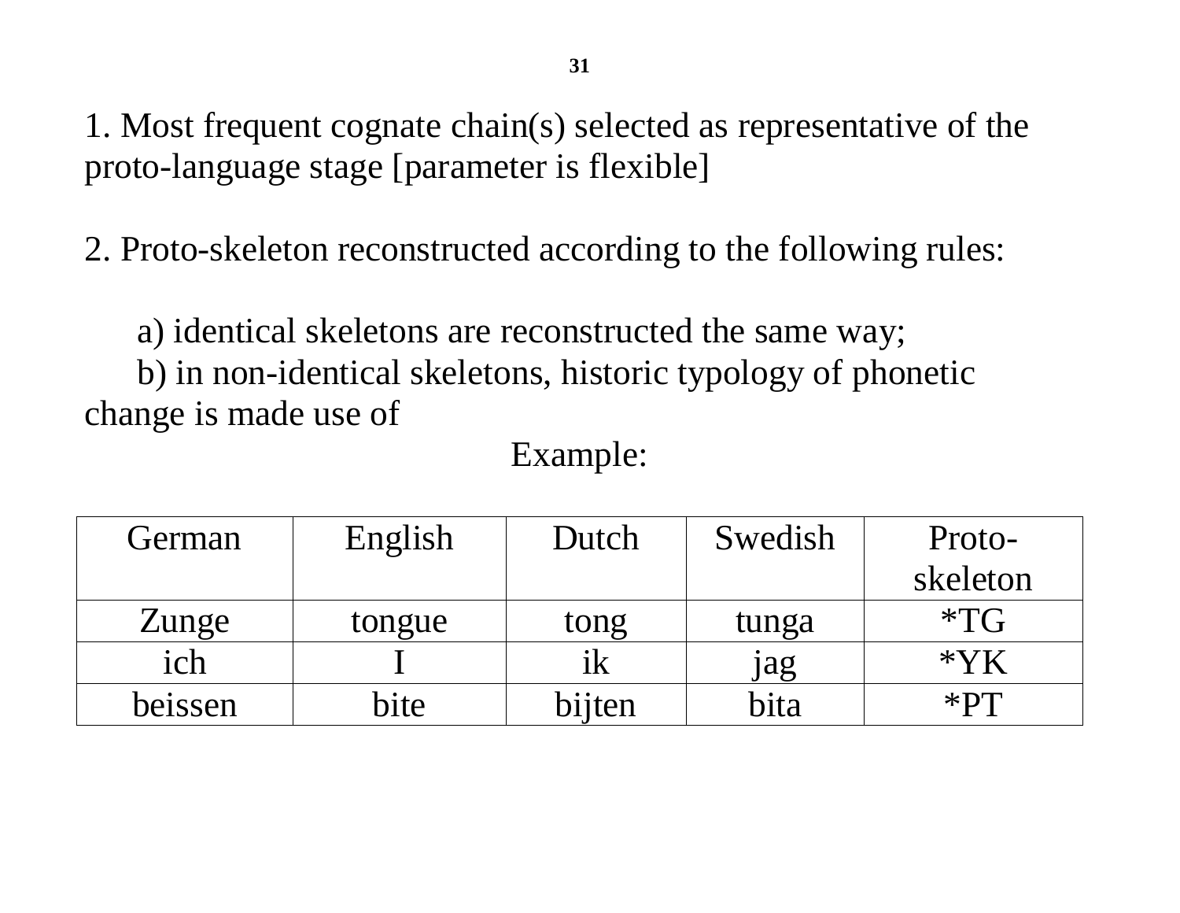1. Most frequent cognate chain(s) selected as representative of the proto-language stage [parameter is flexible]

2. Proto-skeleton reconstructed according to the following rules:

   a) identical skeletons are reconstructed the same way;
   b) in non-identical skeletons, historic typology of phonetic change is made use of

Example:

| German | English | Dutch | Swedish | Proto-skeleton |
|---|---|---|---|---|
| Zunge | tongue | tong | tunga | *TG |
| ich | I | ik | jag | *YK |
| beissen | bite | bijten | bita | *PT |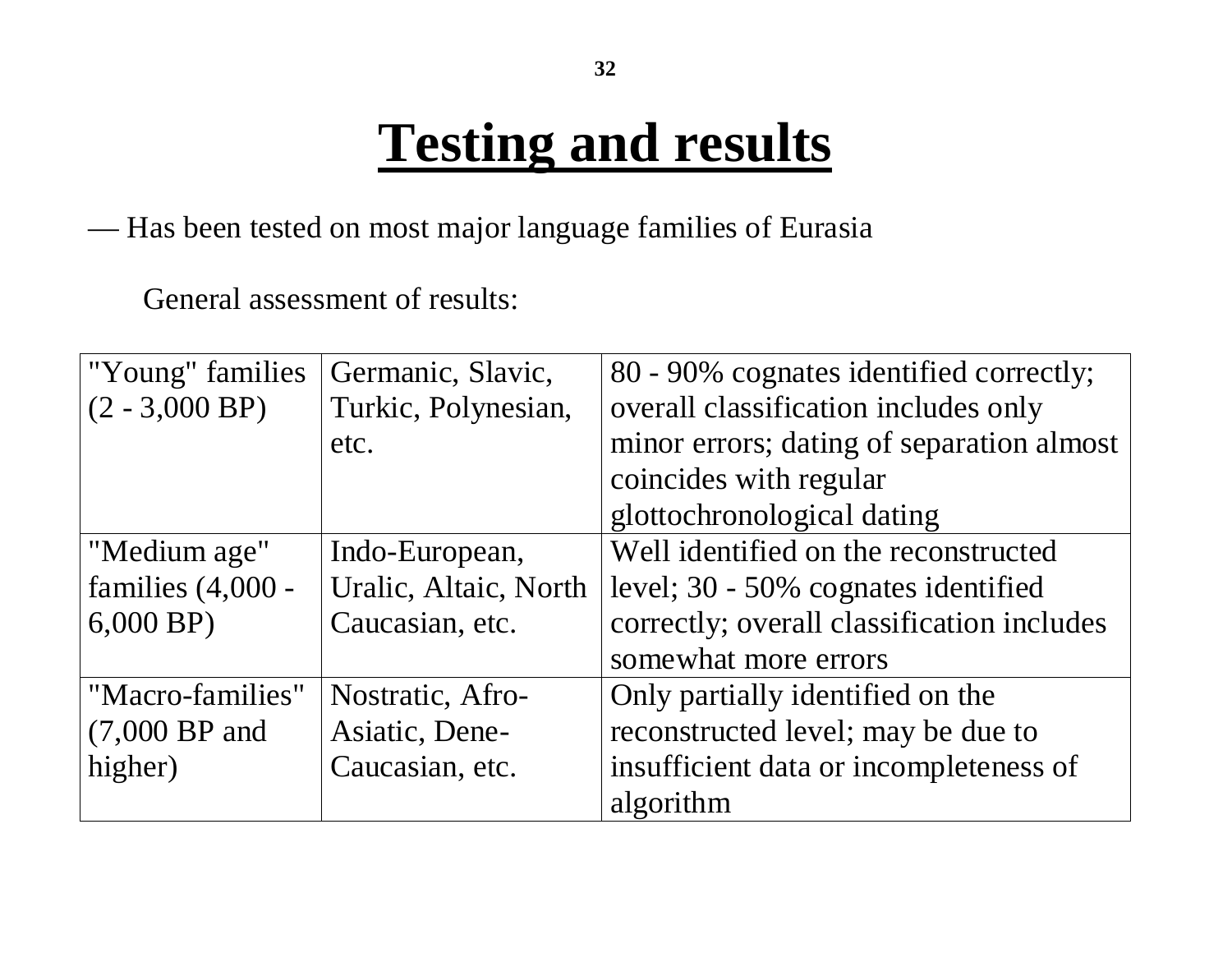# Testing and results

— Has been tested on most major language families of Eurasia

General assessment of results:

| | | |
|---|---|---|
| "Young" families (2 - 3,000 BP) | Germanic, Slavic, Turkic, Polynesian, etc. | 80 - 90% cognates identified correctly; overall classification includes only minor errors; dating of separation almost coincides with regular glottochronological dating |
| "Medium age" families (4,000 - 6,000 BP) | Indo-European, Uralic, Altaic, North Caucasian, etc. | Well identified on the reconstructed level; 30 - 50% cognates identified correctly; overall classification includes somewhat more errors |
| "Macro-families" (7,000 BP and higher) | Nostratic, Afro-Asiatic, Dene-Caucasian, etc. | Only partially identified on the reconstructed level; may be due to insufficient data or incompleteness of algorithm |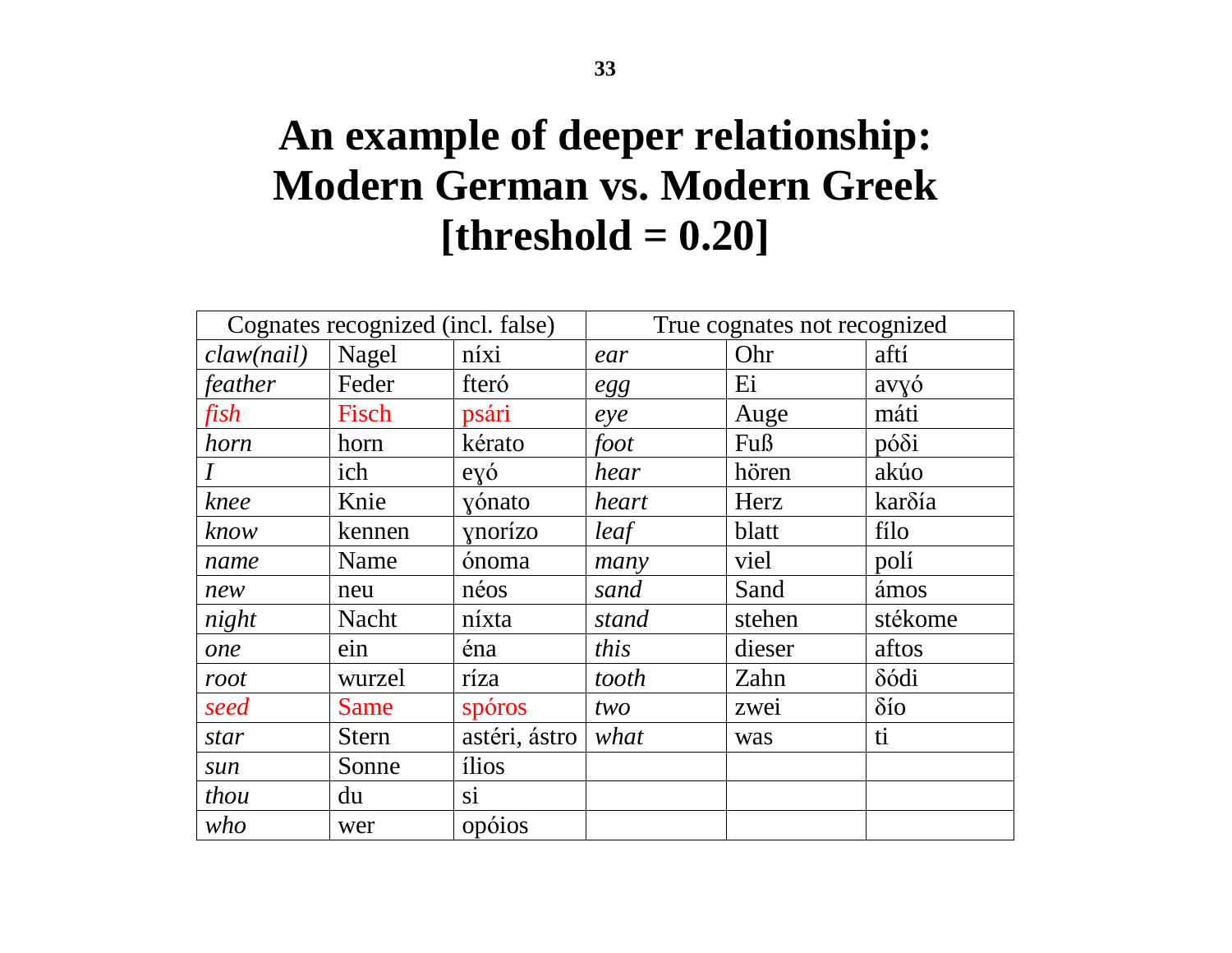# An example of deeper relationship: Modern German vs. Modern Greek [threshold = 0.20]

| Cognates recognized (incl. false) | | | True cognates not recognized | | |
|---|---|---|---|---|---|
| *claw(nail)* | Nagel | níxi | *ear* | Ohr | aftí |
| *feather* | Feder | fteró | *egg* | Ei | avɣó |
| *fish* | Fisch | psári | *eye* | Auge | máti |
| *horn* | horn | kérato | *foot* | Fuß | póδi |
| *I* | ich | eɣó | *hear* | hören | akúo |
| *knee* | Knie | ɣónato | *heart* | Herz | karδía |
| *know* | kennen | ɣnorízo | *leaf* | blatt | fílo |
| *name* | Name | ónoma | *many* | viel | polí |
| *new* | neu | néos | *sand* | Sand | ámos |
| *night* | Nacht | níxta | *stand* | stehen | stékome |
| *one* | ein | éna | *this* | dieser | aftos |
| *root* | wurzel | ríza | *tooth* | Zahn | δódi |
| *seed* | Same | spóros | *two* | zwei | δío |
| *star* | Stern | astéri, ástro | *what* | was | ti |
| *sun* | Sonne | ílios | | | |
| *thou* | du | si | | | |
| *who* | wer | opóios | | | |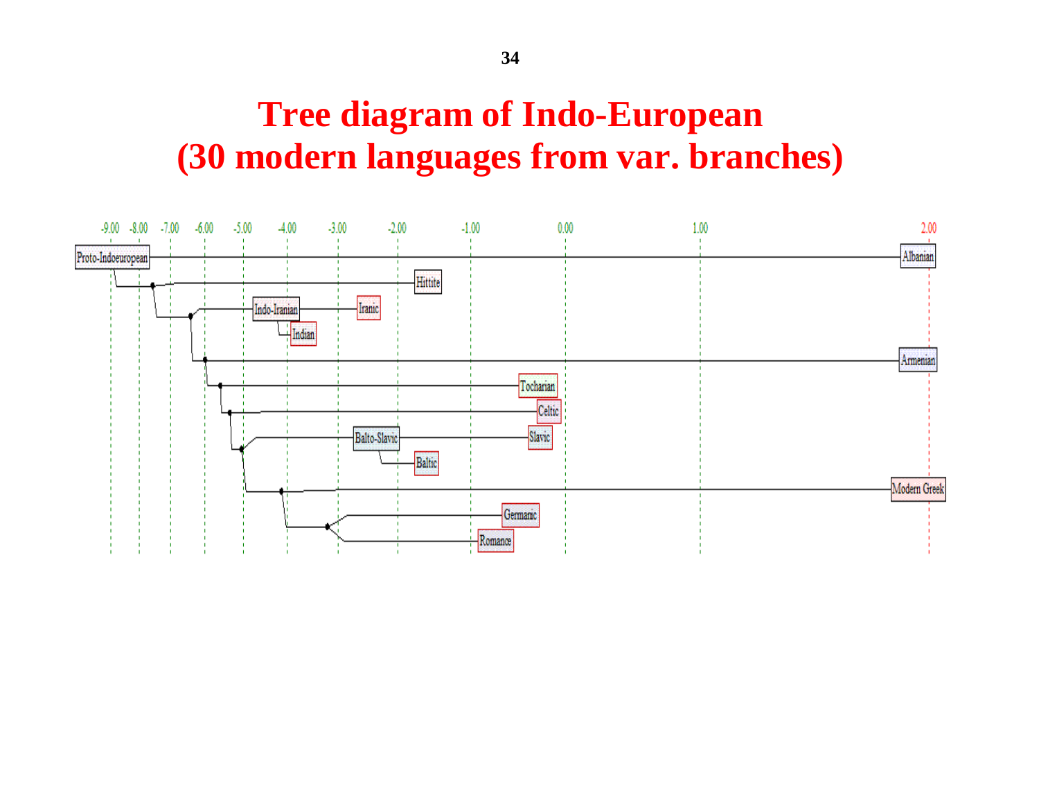# Tree diagram of Indo-European (30 modern languages from var. branches)

-9.00 -8.00 -7.00 -6.00 -5.00 -4.00 -3.00 -2.00 -1.00 0.00 1.00 2.00

Proto-Indoeuropean

Albanian

Hittite

Indo-Iranian

Iranic

Indian

Armenian

Tocharian

Celtic

Balto-Slavic

Slavic

Baltic

Modern Greek

Germanic

Romance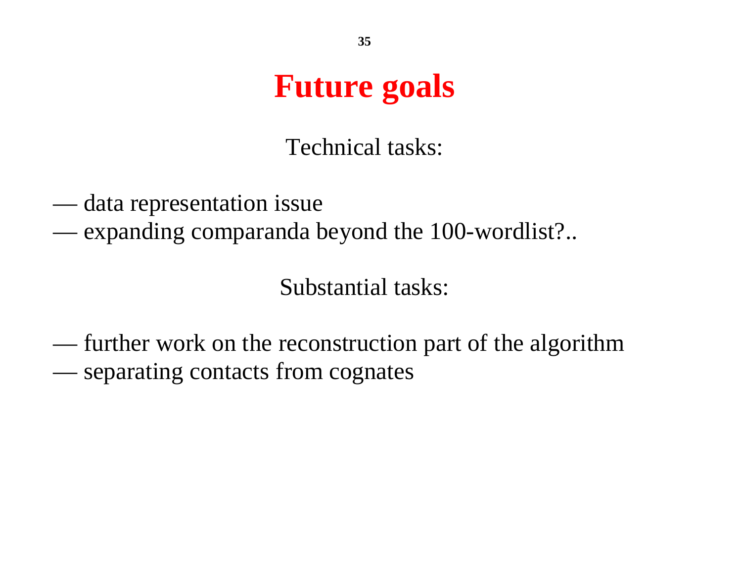# Future goals

Technical tasks:

— data representation issue
— expanding comparanda beyond the 100-wordlist?..

Substantial tasks:

— further work on the reconstruction part of the algorithm
— separating contacts from cognates